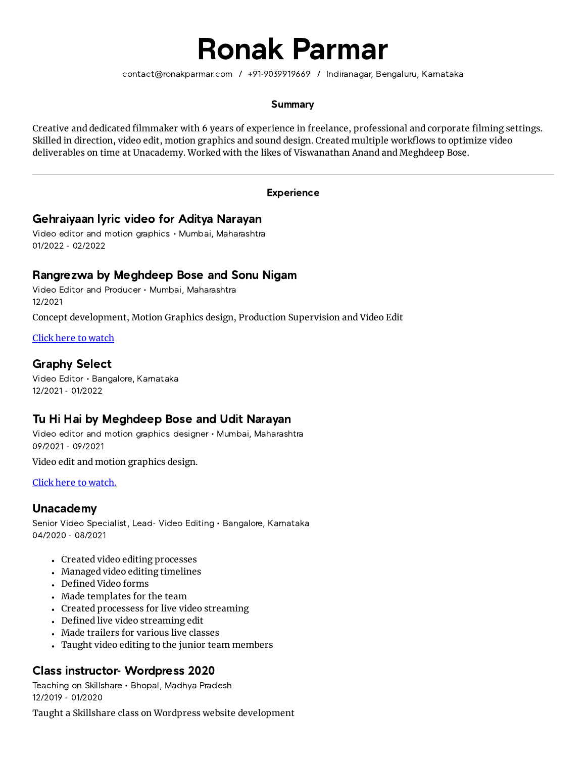# Ronak Parmar

contact@ronakparmar.com / +91-9039919669 / Indiranagar, Bengaluru, Karnataka

## Summary

Creative and dedicated filmmaker with 6 years of experience in freelance, professional and corporate filming settings. Skilled in direction, video edit, motion graphics and sound design. Created multiple workflows to optimize video deliverables on time at Unacademy. Worked with the likes of Viswanathan Anand and Meghdeep Bose.

---

## Experience

### Gehraiyaan lyric video for Aditya Narayan

Video editor and motion graphics • Mumbai, Maharashtra
01/2022 - 02/2022

### Rangrezwa by Meghdeep Bose and Sonu Nigam

Video Editor and Producer • Mumbai, Maharashtra
12/2021

Concept development, Motion Graphics design, Production Supervision and Video Edit

Click here to watch

### Graphy Select

Video Editor • Bangalore, Karnataka
12/2021 - 01/2022

### Tu Hi Hai by Meghdeep Bose and Udit Narayan

Video editor and motion graphics designer • Mumbai, Maharashtra
09/2021 - 09/2021

Video edit and motion graphics design.

Click here to watch.

### Unacademy

Senior Video Specialist, Lead- Video Editing • Bangalore, Karnataka
04/2020 - 08/2021

- Created video editing processes
- Managed video editing timelines
- Defined Video forms
- Made templates for the team
- Created processess for live video streaming
- Defined live video streaming edit
- Made trailers for various live classes
- Taught video editing to the junior team members

### Class instructor- Wordpress 2020

Teaching on Skillshare • Bhopal, Madhya Pradesh
12/2019 - 01/2020

Taught a Skillshare class on Wordpress website development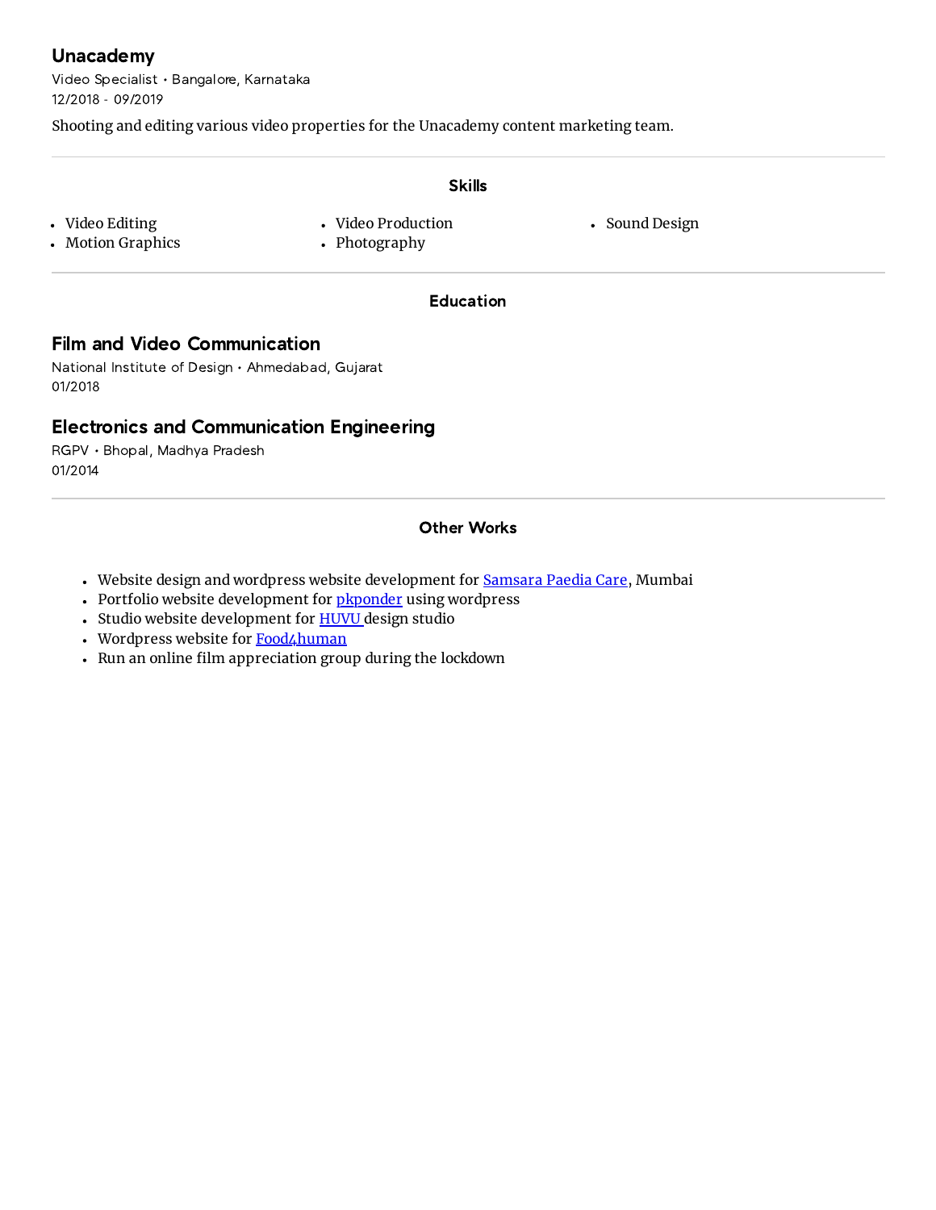### Unacademy

Video Specialist • Bangalore, Karnataka
12/2018 - 09/2019

Shooting and editing various video properties for the Unacademy content marketing team.

---

## Skills

- Video Editing
- Motion Graphics
- Video Production
- Photography
- Sound Design

---

## Education

### Film and Video Communication

National Institute of Design • Ahmedabad, Gujarat
01/2018

### Electronics and Communication Engineering

RGPV • Bhopal, Madhya Pradesh
01/2014

---

## Other Works

- Website design and wordpress website development for Samsara Paedia Care, Mumbai
- Portfolio website development for pkponder using wordpress
- Studio website development for HUVU design studio
- Wordpress website for Food4human
- Run an online film appreciation group during the lockdown